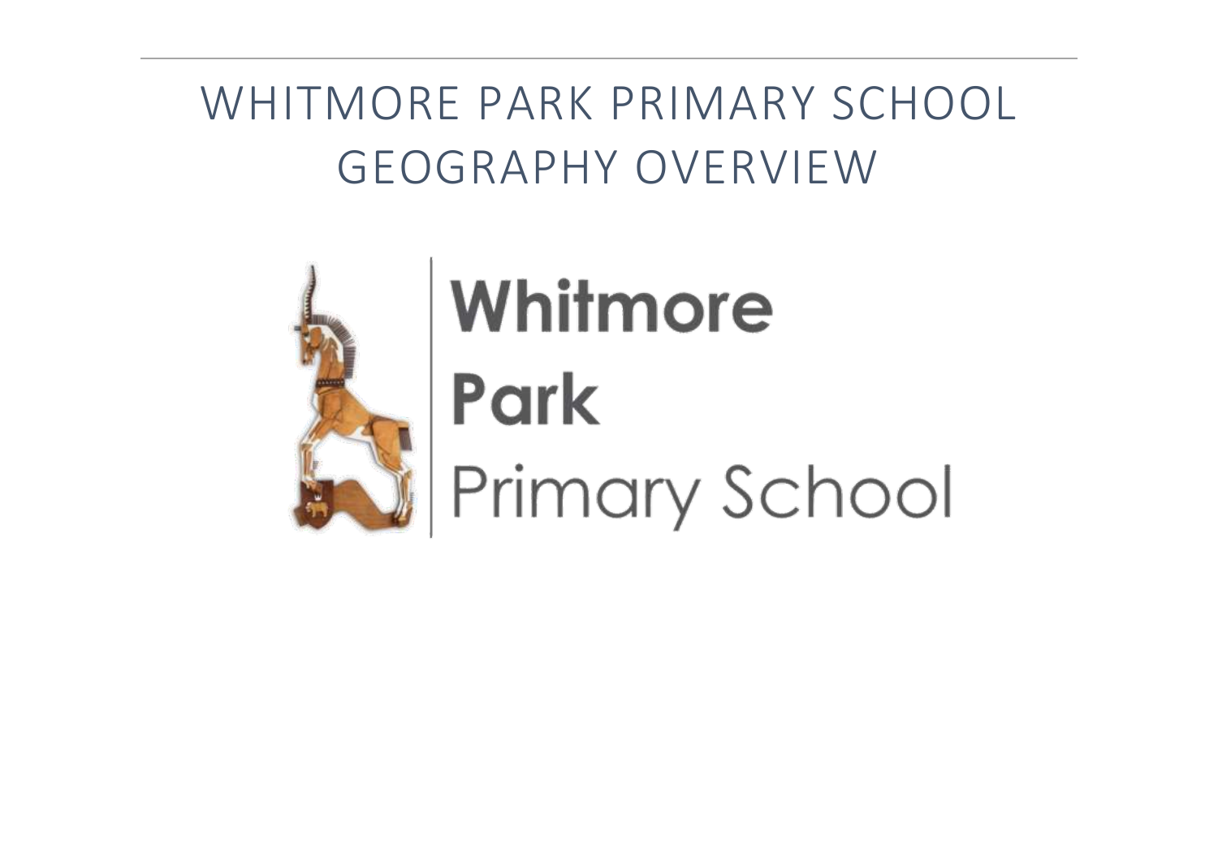# WHITMORE PARK PRIMARY SCHOOL GEOGRAPHY OVERVIEW

Whitmore Park Primary School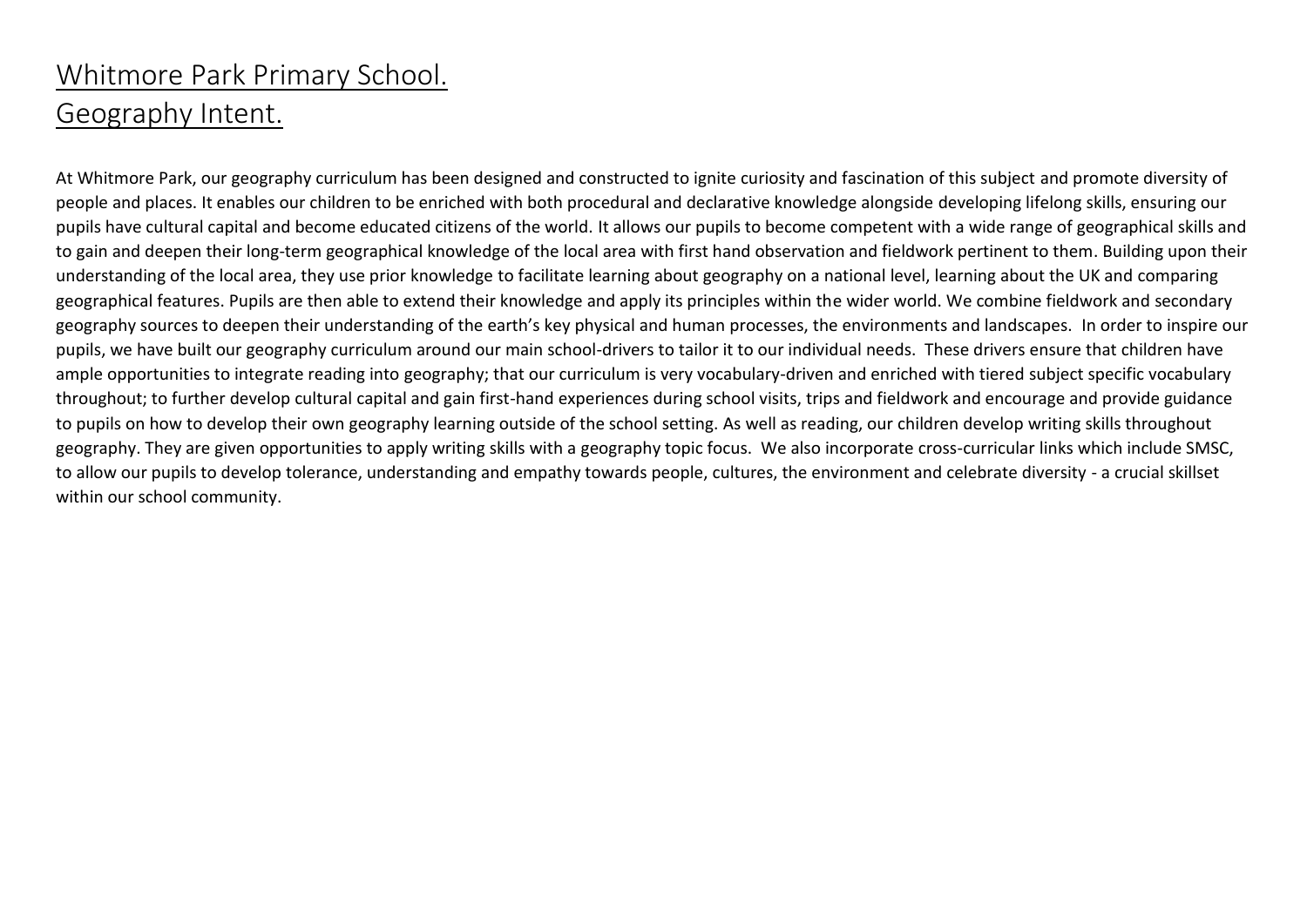# Whitmore Park Primary School.
# Geography Intent.

At Whitmore Park, our geography curriculum has been designed and constructed to ignite curiosity and fascination of this subject and promote diversity of people and places. It enables our children to be enriched with both procedural and declarative knowledge alongside developing lifelong skills, ensuring our pupils have cultural capital and become educated citizens of the world. It allows our pupils to become competent with a wide range of geographical skills and to gain and deepen their long-term geographical knowledge of the local area with first hand observation and fieldwork pertinent to them. Building upon their understanding of the local area, they use prior knowledge to facilitate learning about geography on a national level, learning about the UK and comparing geographical features. Pupils are then able to extend their knowledge and apply its principles within the wider world. We combine fieldwork and secondary geography sources to deepen their understanding of the earth's key physical and human processes, the environments and landscapes. In order to inspire our pupils, we have built our geography curriculum around our main school-drivers to tailor it to our individual needs. These drivers ensure that children have ample opportunities to integrate reading into geography; that our curriculum is very vocabulary-driven and enriched with tiered subject specific vocabulary throughout; to further develop cultural capital and gain first-hand experiences during school visits, trips and fieldwork and encourage and provide guidance to pupils on how to develop their own geography learning outside of the school setting. As well as reading, our children develop writing skills throughout geography. They are given opportunities to apply writing skills with a geography topic focus. We also incorporate cross-curricular links which include SMSC, to allow our pupils to develop tolerance, understanding and empathy towards people, cultures, the environment and celebrate diversity - a crucial skillset within our school community.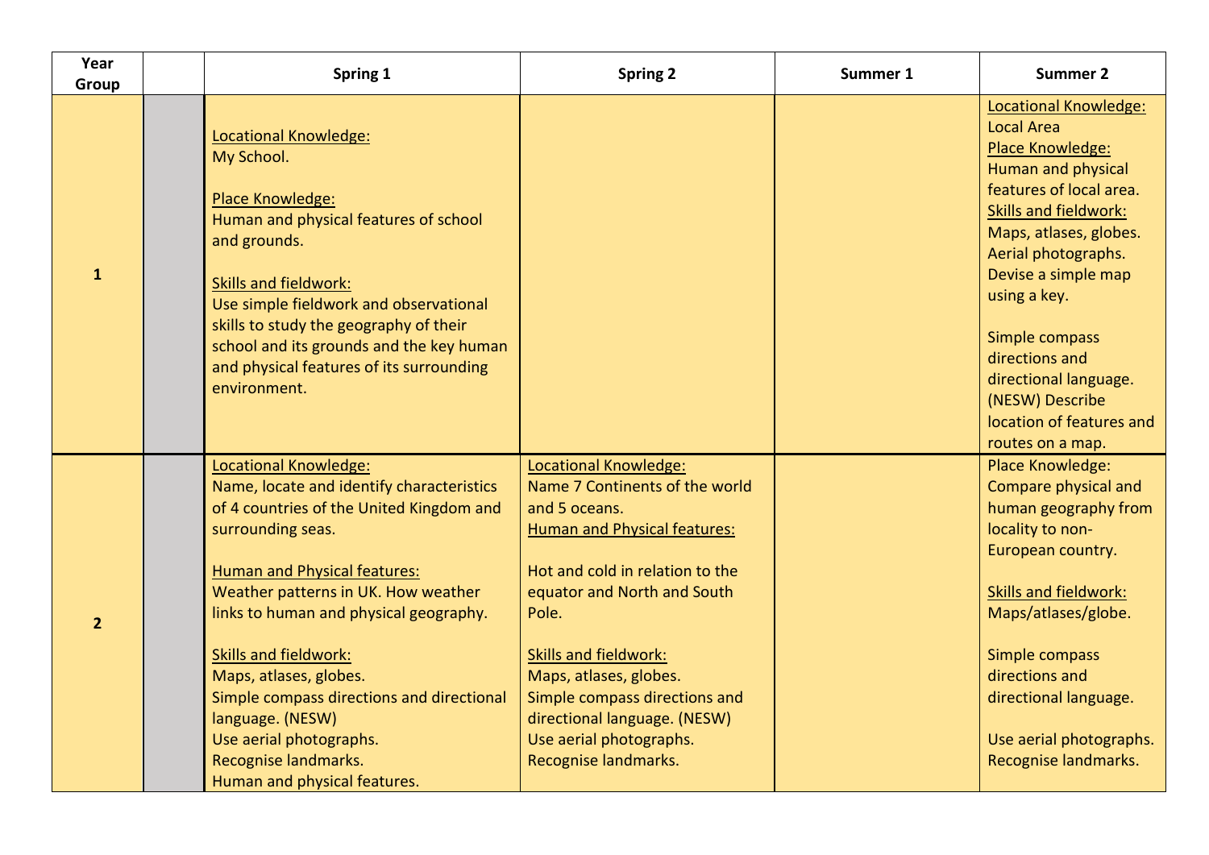| Year Group | | Spring 1 | Spring 2 | Summer 1 | Summer 2 |
|---|---|---|---|---|---|
| **1** | | Locational Knowledge:<br>My School.<br><br>Place Knowledge:<br>Human and physical features of school and grounds.<br><br>Skills and fieldwork:<br>Use simple fieldwork and observational skills to study the geography of their school and its grounds and the key human and physical features of its surrounding environment. | | | Locational Knowledge:<br>Local Area<br>Place Knowledge:<br>Human and physical features of local area.<br>Skills and fieldwork:<br>Maps, atlases, globes.<br>Aerial photographs.<br>Devise a simple map using a key.<br><br>Simple compass directions and directional language. (NESW) Describe location of features and routes on a map. |
| **2** | | Locational Knowledge:<br>Name, locate and identify characteristics of 4 countries of the United Kingdom and surrounding seas.<br><br>Human and Physical features:<br>Weather patterns in UK. How weather links to human and physical geography.<br><br>Skills and fieldwork:<br>Maps, atlases, globes.<br>Simple compass directions and directional language. (NESW)<br>Use aerial photographs.<br>Recognise landmarks.<br>Human and physical features. | Locational Knowledge:<br>Name 7 Continents of the world and 5 oceans.<br>Human and Physical features:<br><br>Hot and cold in relation to the equator and North and South Pole.<br><br>Skills and fieldwork:<br>Maps, atlases, globes.<br>Simple compass directions and directional language. (NESW)<br>Use aerial photographs.<br>Recognise landmarks. | | Place Knowledge:<br>Compare physical and human geography from locality to non-European country.<br><br>Skills and fieldwork:<br>Maps/atlases/globe.<br><br>Simple compass directions and directional language.<br><br>Use aerial photographs.<br>Recognise landmarks. |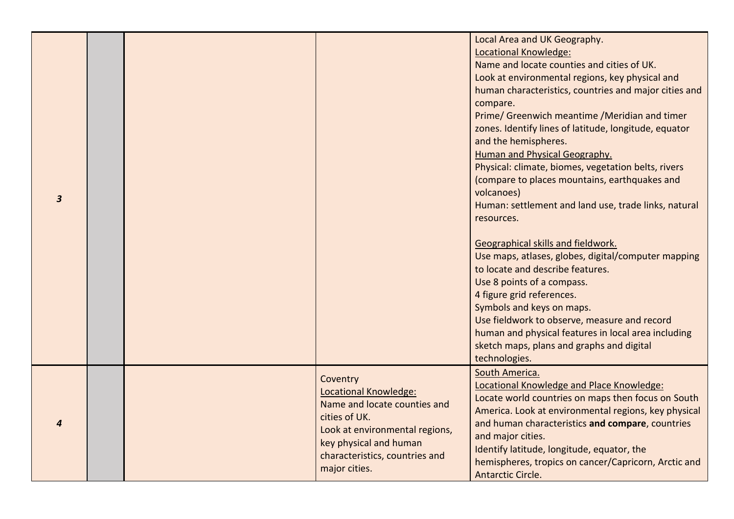| | | | | |
|---|---|---|---|---|
| ***3*** | | | | Local Area and UK Geography.<br><u>Locational Knowledge:</u><br>Name and locate counties and cities of UK.<br>Look at environmental regions, key physical and human characteristics, countries and major cities and compare.<br>Prime/ Greenwich meantime /Meridian and timer zones. Identify lines of latitude, longitude, equator and the hemispheres.<br><u>Human and Physical Geography.</u><br>Physical: climate, biomes, vegetation belts, rivers (compare to places mountains, earthquakes and volcanoes)<br>Human: settlement and land use, trade links, natural resources.<br><br><u>Geographical skills and fieldwork.</u><br>Use maps, atlases, globes, digital/computer mapping to locate and describe features.<br>Use 8 points of a compass.<br>4 figure grid references.<br>Symbols and keys on maps.<br>Use fieldwork to observe, measure and record human and physical features in local area including sketch maps, plans and graphs and digital technologies. |
| ***4*** | | | Coventry<br><u>Locational Knowledge:</u><br>Name and locate counties and cities of UK.<br>Look at environmental regions, key physical and human characteristics, countries and major cities. | <u>South America.</u><br><u>Locational Knowledge and Place Knowledge:</u><br>Locate world countries on maps then focus on South America. Look at environmental regions, key physical and human characteristics **and compare**, countries and major cities.<br>Identify latitude, longitude, equator, the hemispheres, tropics on cancer/Capricorn, Arctic and Antarctic Circle. |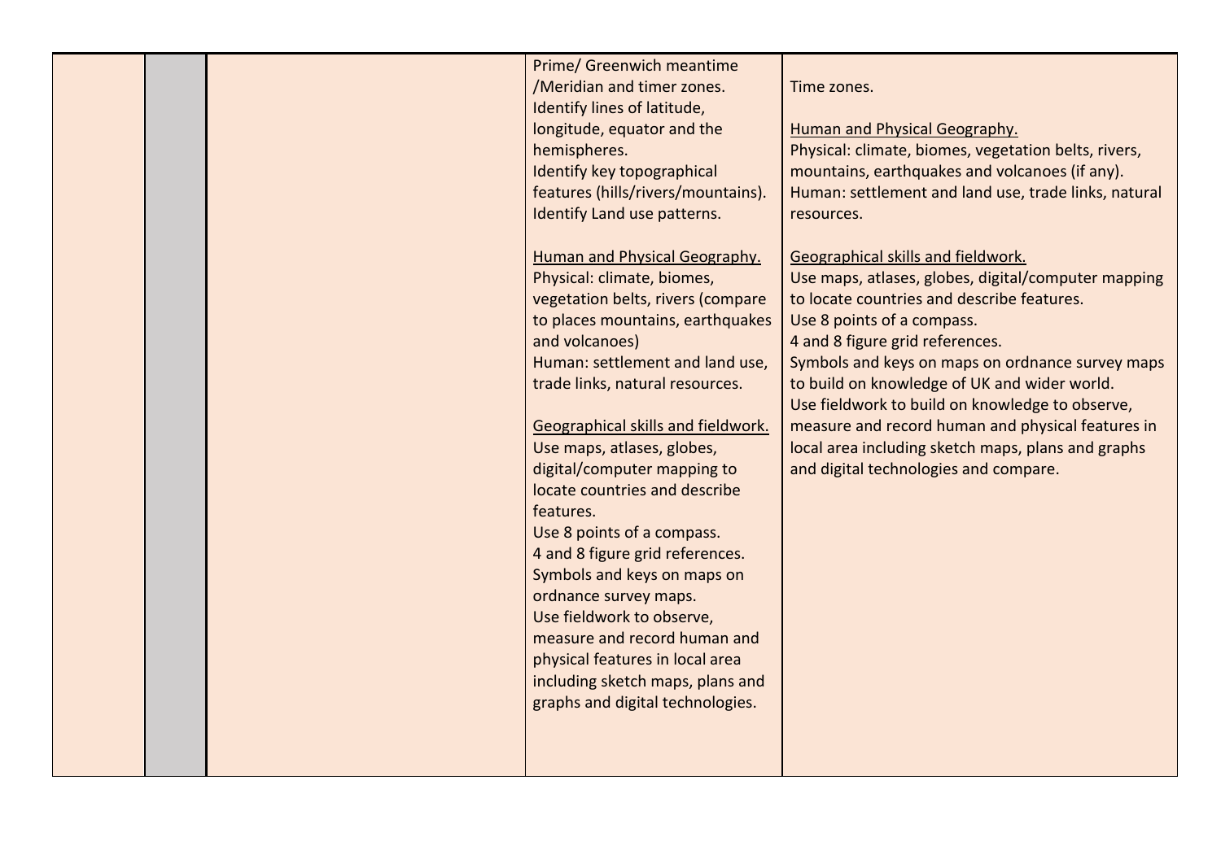| | | | | |
|---|---|---|---|---|
| | | | Prime/ Greenwich meantime /Meridian and timer zones.<br>Identify lines of latitude, longitude, equator and the hemispheres.<br>Identify key topographical features (hills/rivers/mountains).<br>Identify Land use patterns.<br><br><u>Human and Physical Geography.</u><br>Physical: climate, biomes, vegetation belts, rivers (compare to places mountains, earthquakes and volcanoes)<br>Human: settlement and land use, trade links, natural resources.<br><br><u>Geographical skills and fieldwork.</u><br>Use maps, atlases, globes, digital/computer mapping to locate countries and describe features.<br>Use 8 points of a compass.<br>4 and 8 figure grid references.<br>Symbols and keys on maps on ordnance survey maps.<br>Use fieldwork to observe, measure and record human and physical features in local area including sketch maps, plans and graphs and digital technologies. | Time zones.<br><br><u>Human and Physical Geography.</u><br>Physical: climate, biomes, vegetation belts, rivers, mountains, earthquakes and volcanoes (if any).<br>Human: settlement and land use, trade links, natural resources.<br><br><u>Geographical skills and fieldwork.</u><br>Use maps, atlases, globes, digital/computer mapping to locate countries and describe features.<br>Use 8 points of a compass.<br>4 and 8 figure grid references.<br>Symbols and keys on maps on ordnance survey maps to build on knowledge of UK and wider world.<br>Use fieldwork to build on knowledge to observe, measure and record human and physical features in local area including sketch maps, plans and graphs and digital technologies and compare. |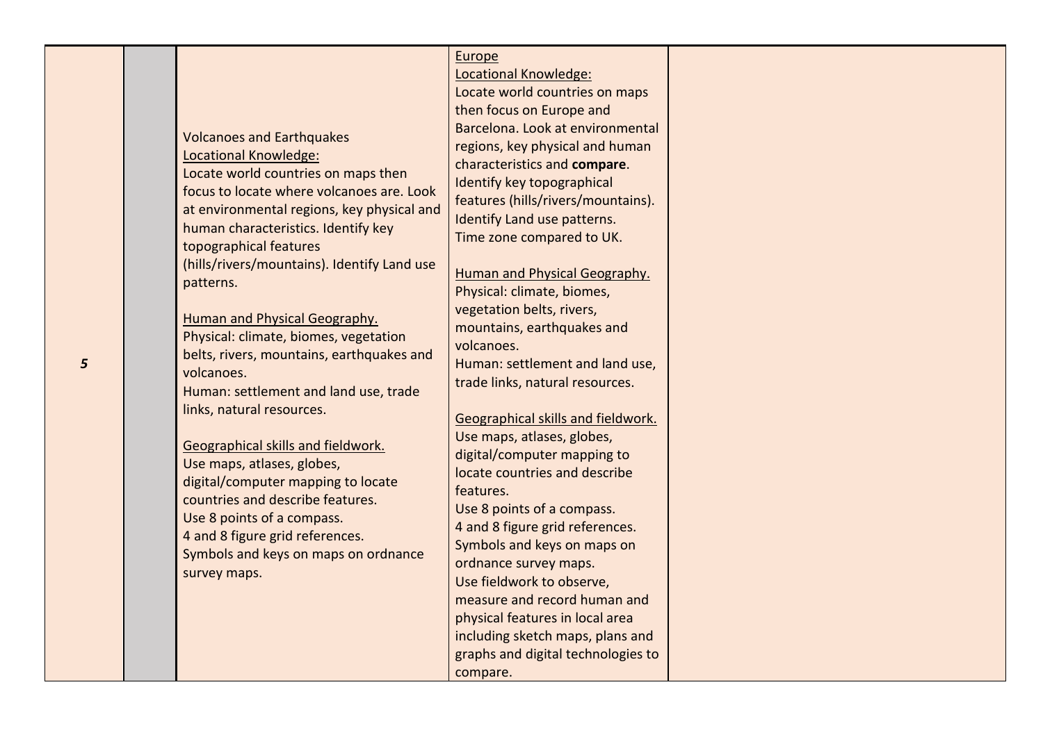| | | | | |
|---|---|---|---|---|
| ***5*** | | Volcanoes and Earthquakes<br>Locational Knowledge:<br>Locate world countries on maps then focus to locate where volcanoes are. Look at environmental regions, key physical and human characteristics. Identify key topographical features (hills/rivers/mountains). Identify Land use patterns.<br><br>Human and Physical Geography.<br>Physical: climate, biomes, vegetation belts, rivers, mountains, earthquakes and volcanoes.<br>Human: settlement and land use, trade links, natural resources.<br><br>Geographical skills and fieldwork.<br>Use maps, atlases, globes, digital/computer mapping to locate countries and describe features.<br>Use 8 points of a compass.<br>4 and 8 figure grid references.<br>Symbols and keys on maps on ordnance survey maps. | Europe<br>Locational Knowledge:<br>Locate world countries on maps then focus on Europe and Barcelona. Look at environmental regions, key physical and human characteristics and **compare**. Identify key topographical features (hills/rivers/mountains). Identify Land use patterns.<br>Time zone compared to UK.<br><br>Human and Physical Geography.<br>Physical: climate, biomes, vegetation belts, rivers, mountains, earthquakes and volcanoes.<br>Human: settlement and land use, trade links, natural resources.<br><br>Geographical skills and fieldwork.<br>Use maps, atlases, globes, digital/computer mapping to locate countries and describe features.<br>Use 8 points of a compass.<br>4 and 8 figure grid references.<br>Symbols and keys on maps on ordnance survey maps.<br>Use fieldwork to observe, measure and record human and physical features in local area including sketch maps, plans and graphs and digital technologies to compare. | |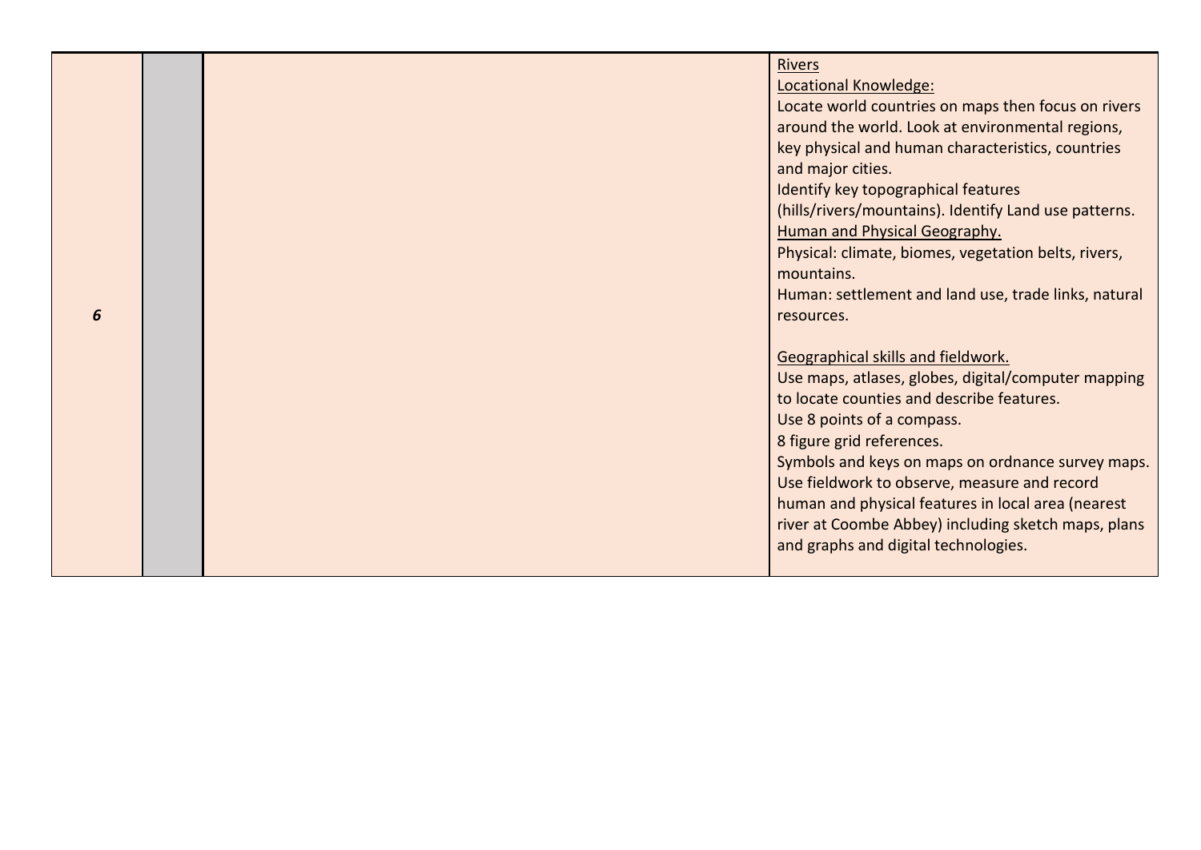| | | | |
|---|---|---|---|
| ***6*** | | | <u>Rivers</u><br><u>Locational Knowledge:</u><br>Locate world countries on maps then focus on rivers around the world. Look at environmental regions, key physical and human characteristics, countries and major cities.<br>Identify key topographical features (hills/rivers/mountains). Identify Land use patterns.<br><u>Human and Physical Geography.</u><br>Physical: climate, biomes, vegetation belts, rivers, mountains.<br>Human: settlement and land use, trade links, natural resources.<br><br><u>Geographical skills and fieldwork.</u><br>Use maps, atlases, globes, digital/computer mapping to locate counties and describe features.<br>Use 8 points of a compass.<br>8 figure grid references.<br>Symbols and keys on maps on ordnance survey maps.<br>Use fieldwork to observe, measure and record human and physical features in local area (nearest river at Coombe Abbey) including sketch maps, plans and graphs and digital technologies. |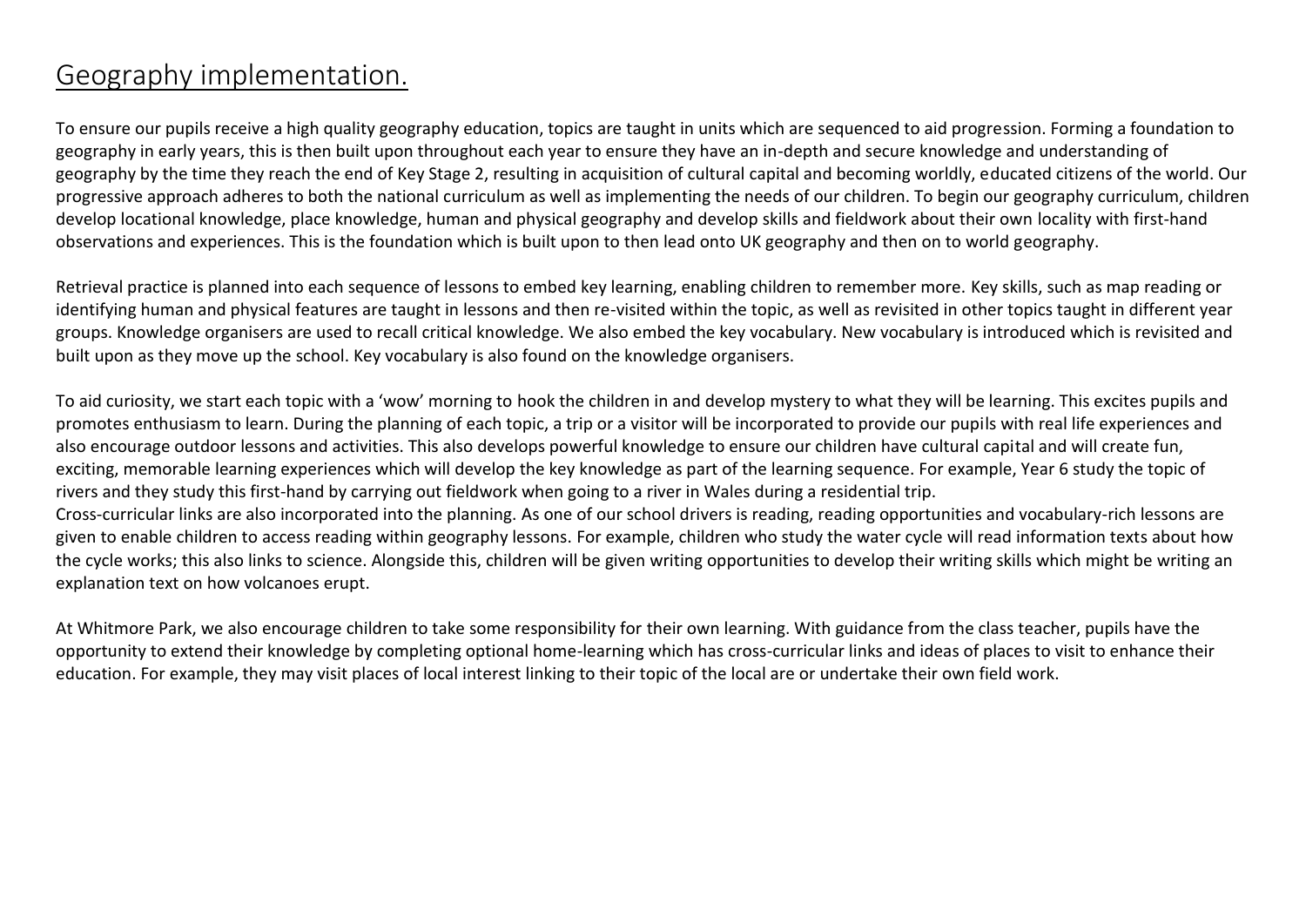# Geography implementation.

To ensure our pupils receive a high quality geography education, topics are taught in units which are sequenced to aid progression. Forming a foundation to geography in early years, this is then built upon throughout each year to ensure they have an in-depth and secure knowledge and understanding of geography by the time they reach the end of Key Stage 2, resulting in acquisition of cultural capital and becoming worldly, educated citizens of the world. Our progressive approach adheres to both the national curriculum as well as implementing the needs of our children. To begin our geography curriculum, children develop locational knowledge, place knowledge, human and physical geography and develop skills and fieldwork about their own locality with first-hand observations and experiences. This is the foundation which is built upon to then lead onto UK geography and then on to world geography.

Retrieval practice is planned into each sequence of lessons to embed key learning, enabling children to remember more. Key skills, such as map reading or identifying human and physical features are taught in lessons and then re-visited within the topic, as well as revisited in other topics taught in different year groups. Knowledge organisers are used to recall critical knowledge. We also embed the key vocabulary. New vocabulary is introduced which is revisited and built upon as they move up the school. Key vocabulary is also found on the knowledge organisers.

To aid curiosity, we start each topic with a 'wow' morning to hook the children in and develop mystery to what they will be learning. This excites pupils and promotes enthusiasm to learn. During the planning of each topic, a trip or a visitor will be incorporated to provide our pupils with real life experiences and also encourage outdoor lessons and activities. This also develops powerful knowledge to ensure our children have cultural capital and will create fun, exciting, memorable learning experiences which will develop the key knowledge as part of the learning sequence. For example, Year 6 study the topic of rivers and they study this first-hand by carrying out fieldwork when going to a river in Wales during a residential trip.
Cross-curricular links are also incorporated into the planning. As one of our school drivers is reading, reading opportunities and vocabulary-rich lessons are given to enable children to access reading within geography lessons. For example, children who study the water cycle will read information texts about how the cycle works; this also links to science. Alongside this, children will be given writing opportunities to develop their writing skills which might be writing an explanation text on how volcanoes erupt.

At Whitmore Park, we also encourage children to take some responsibility for their own learning. With guidance from the class teacher, pupils have the opportunity to extend their knowledge by completing optional home-learning which has cross-curricular links and ideas of places to visit to enhance their education. For example, they may visit places of local interest linking to their topic of the local are or undertake their own field work.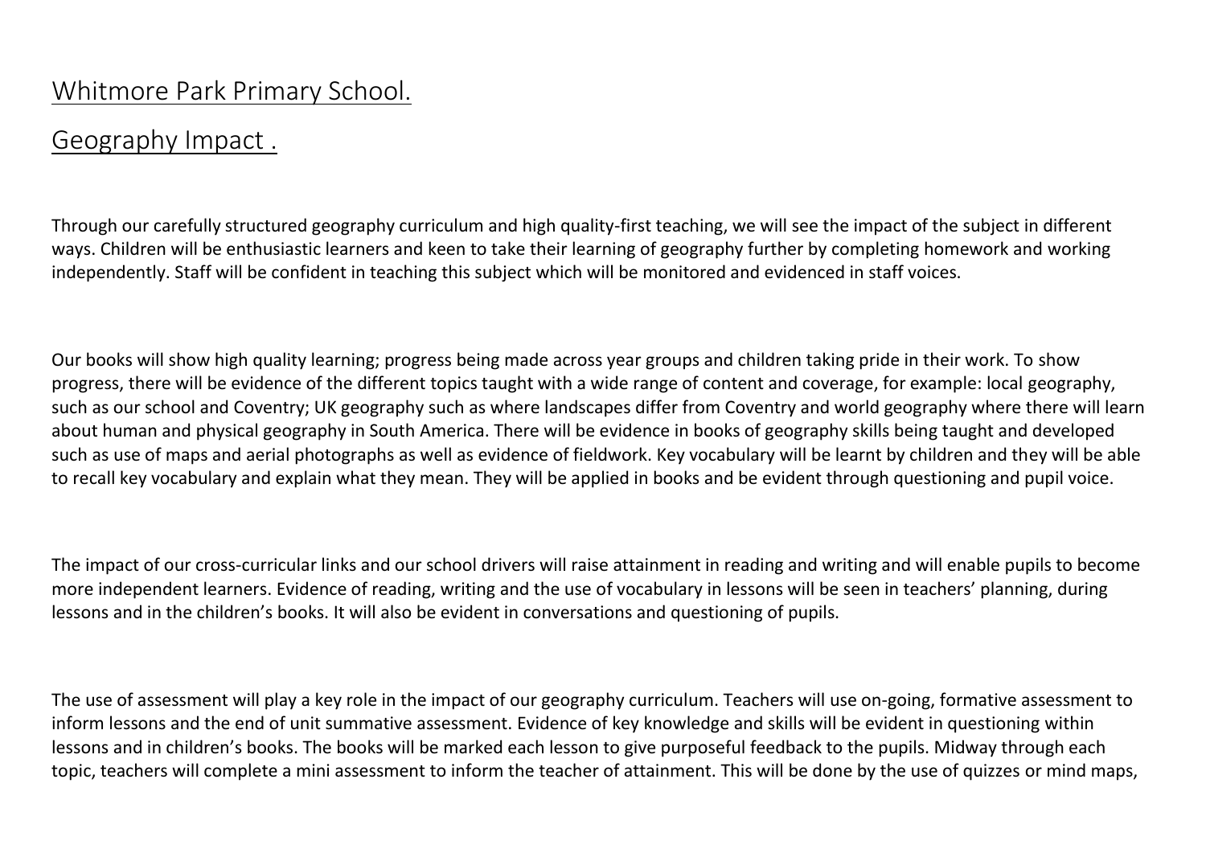# Whitmore Park Primary School.

## Geography Impact .

Through our carefully structured geography curriculum and high quality-first teaching, we will see the impact of the subject in different ways. Children will be enthusiastic learners and keen to take their learning of geography further by completing homework and working independently. Staff will be confident in teaching this subject which will be monitored and evidenced in staff voices.

Our books will show high quality learning; progress being made across year groups and children taking pride in their work. To show progress, there will be evidence of the different topics taught with a wide range of content and coverage, for example: local geography, such as our school and Coventry; UK geography such as where landscapes differ from Coventry and world geography where there will learn about human and physical geography in South America. There will be evidence in books of geography skills being taught and developed such as use of maps and aerial photographs as well as evidence of fieldwork. Key vocabulary will be learnt by children and they will be able to recall key vocabulary and explain what they mean. They will be applied in books and be evident through questioning and pupil voice.

The impact of our cross-curricular links and our school drivers will raise attainment in reading and writing and will enable pupils to become more independent learners. Evidence of reading, writing and the use of vocabulary in lessons will be seen in teachers' planning, during lessons and in the children's books. It will also be evident in conversations and questioning of pupils.

The use of assessment will play a key role in the impact of our geography curriculum. Teachers will use on-going, formative assessment to inform lessons and the end of unit summative assessment. Evidence of key knowledge and skills will be evident in questioning within lessons and in children's books. The books will be marked each lesson to give purposeful feedback to the pupils. Midway through each topic, teachers will complete a mini assessment to inform the teacher of attainment. This will be done by the use of quizzes or mind maps,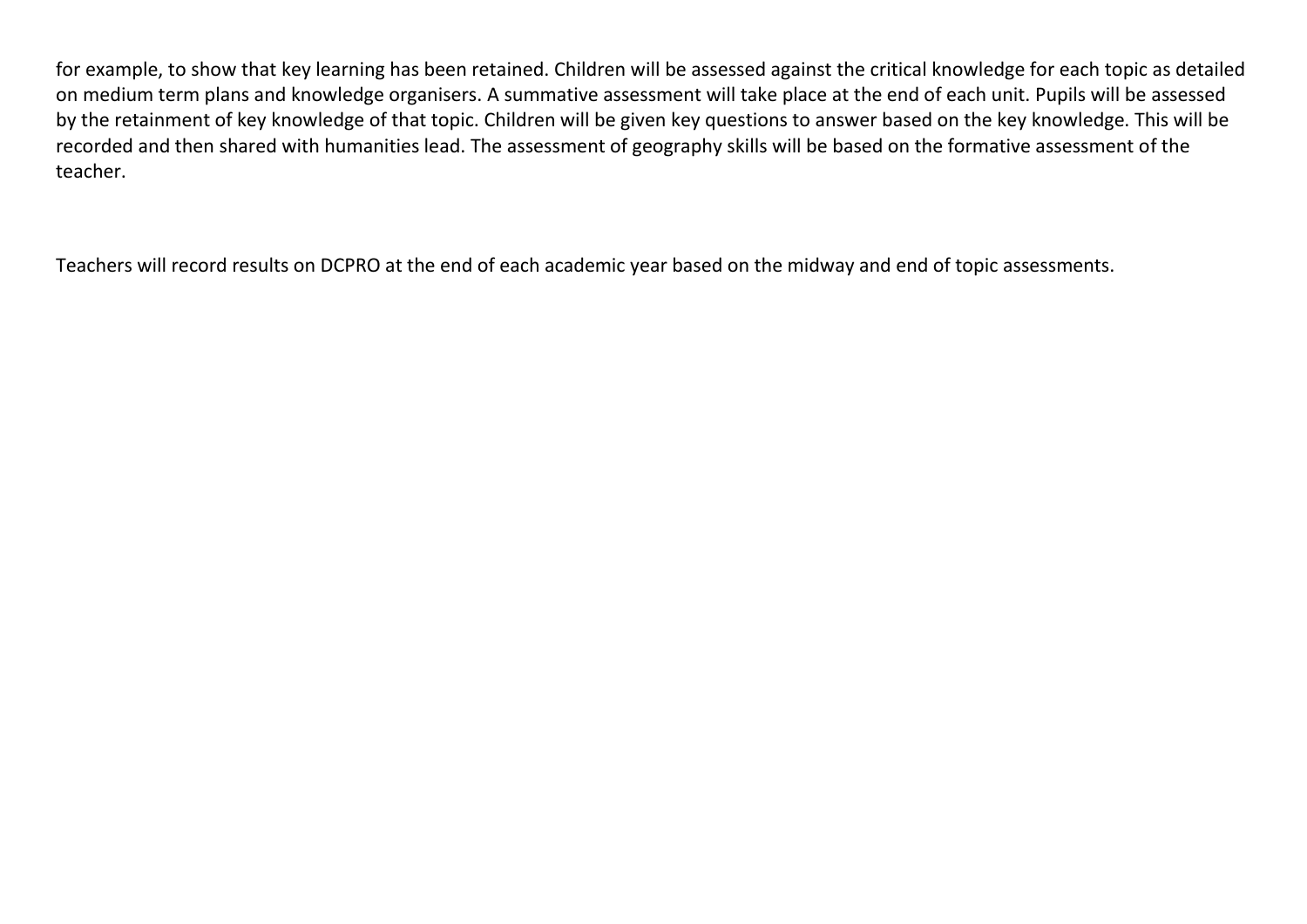for example, to show that key learning has been retained. Children will be assessed against the critical knowledge for each topic as detailed on medium term plans and knowledge organisers. A summative assessment will take place at the end of each unit. Pupils will be assessed by the retainment of key knowledge of that topic. Children will be given key questions to answer based on the key knowledge. This will be recorded and then shared with humanities lead. The assessment of geography skills will be based on the formative assessment of the teacher.

Teachers will record results on DCPRO at the end of each academic year based on the midway and end of topic assessments.